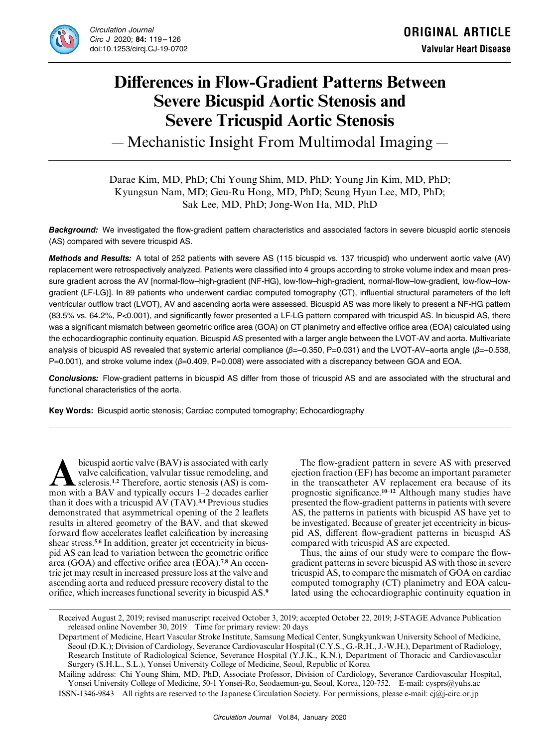ORIGINAL ARTICLE

Valvular Heart Disease

# Differences in Flow-Gradient Patterns Between Severe Bicuspid Aortic Stenosis and Severe Tricuspid Aortic Stenosis

## — Mechanistic Insight From Multimodal Imaging —

Darae Kim, MD, PhD; Chi Young Shim, MD, PhD; Young Jin Kim, MD, PhD; Kyungsun Nam, MD; Geu-Ru Hong, MD, PhD; Seung Hyun Lee, MD, PhD; Sak Lee, MD, PhD; Jong-Won Ha, MD, PhD

***Background:*** We investigated the flow-gradient pattern characteristics and associated factors in severe bicuspid aortic stenosis (AS) compared with severe tricuspid AS.

***Methods and Results:*** A total of 252 patients with severe AS (115 bicuspid vs. 137 tricuspid) who underwent aortic valve (AV) replacement were retrospectively analyzed. Patients were classified into 4 groups according to stroke volume index and mean pressure gradient across the AV [normal-flow–high-gradient (NF-HG), low-flow–high-gradient, normal-flow–low-gradient, low-flow–low-gradient (LF-LG)]. In 89 patients who underwent cardiac computed tomography (CT), influential structural parameters of the left ventricular outflow tract (LVOT), AV and ascending aorta were assessed. Bicuspid AS was more likely to present a NF-HG pattern (83.5% vs. 64.2%, $P<0.001$), and significantly fewer presented a LF-LG pattern compared with tricuspid AS. In bicuspid AS, there was a significant mismatch between geometric orifice area (GOA) on CT planimetry and effective orifice area (EOA) calculated using the echocardiographic continuity equation. Bicuspid AS presented with a larger angle between the LVOT-AV and aorta. Multivariate analysis of bicuspid AS revealed that systemic arterial compliance ($\beta=-0.350$, $P=0.031$) and the LVOT-AV–aorta angle ($\beta=-0.538$, $P=0.001$), and stroke volume index ($\beta=0.409$, $P=0.008$) were associated with a discrepancy between GOA and EOA.

***Conclusions:*** Flow-gradient patterns in bicuspid AS differ from those of tricuspid AS and are associated with the structural and functional characteristics of the aorta.

**Key Words:** Bicuspid aortic stenosis; Cardiac computed tomography; Echocardiography

A bicuspid aortic valve (BAV) is associated with early valve calcification, valvular tissue remodeling, and sclerosis.[1,2] Therefore, aortic stenosis (AS) is common with a BAV and typically occurs 1–2 decades earlier than it does with a tricuspid AV (TAV).[3,4] Previous studies demonstrated that asymmetrical opening of the 2 leaflets results in altered geometry of the BAV, and that skewed forward flow accelerates leaflet calcification by increasing shear stress.[5,6] In addition, greater jet eccentricity in bicuspid AS can lead to variation between the geometric orifice area (GOA) and effective orifice area (EOA).[7,8] An eccentric jet may result in increased pressure loss at the valve and ascending aorta and reduced pressure recovery distal to the orifice, which increases functional severity in bicuspid AS.[9]

The flow-gradient pattern in severe AS with preserved ejection fraction (EF) has become an important parameter in the transcatheter AV replacement era because of its prognostic significance.[10–12] Although many studies have presented the flow-gradient patterns in patients with severe AS, the patterns in patients with bicuspid AS have yet to be investigated. Because of greater jet eccentricity in bicuspid AS, different flow-gradient patterns in bicuspid AS compared with tricuspid AS are expected.

Thus, the aims of our study were to compare the flow-gradient patterns in severe bicuspid AS with those in severe tricuspid AS, to compare the mismatch of GOA on cardiac computed tomography (CT) planimetry and EOA calculated using the echocardiographic continuity equation in

Received August 2, 2019; revised manuscript received October 3, 2019; accepted October 22, 2019; J-STAGE Advance Publication released online November 30, 2019 Time for primary review: 20 days

Department of Medicine, Heart Vascular Stroke Institute, Samsung Medical Center, Sungkyunkwan University School of Medicine, Seoul (D.K.); Division of Cardiology, Severance Cardiovascular Hospital (C.Y.S., G.-R.H., J.-W.H.), Department of Radiology, Research Institute of Radiological Science, Severance Hospital (Y.J.K., K.N.), Department of Thoracic and Cardiovascular Surgery (S.H.L., S.L.), Yonsei University College of Medicine, Seoul, Republic of Korea

Mailing address: Chi Young Shim, MD, PhD, Associate Professor, Division of Cardiology, Severance Cardiovascular Hospital, Yonsei University College of Medicine, 50-1 Yonsei-Ro, Seodaemun-gu, Seoul, Korea, 120-752. E-mail: cysprs@yuhs.ac

ISSN-1346-9843 All rights are reserved to the Japanese Circulation Society. For permissions, please e-mail: cj@j-circ.or.jp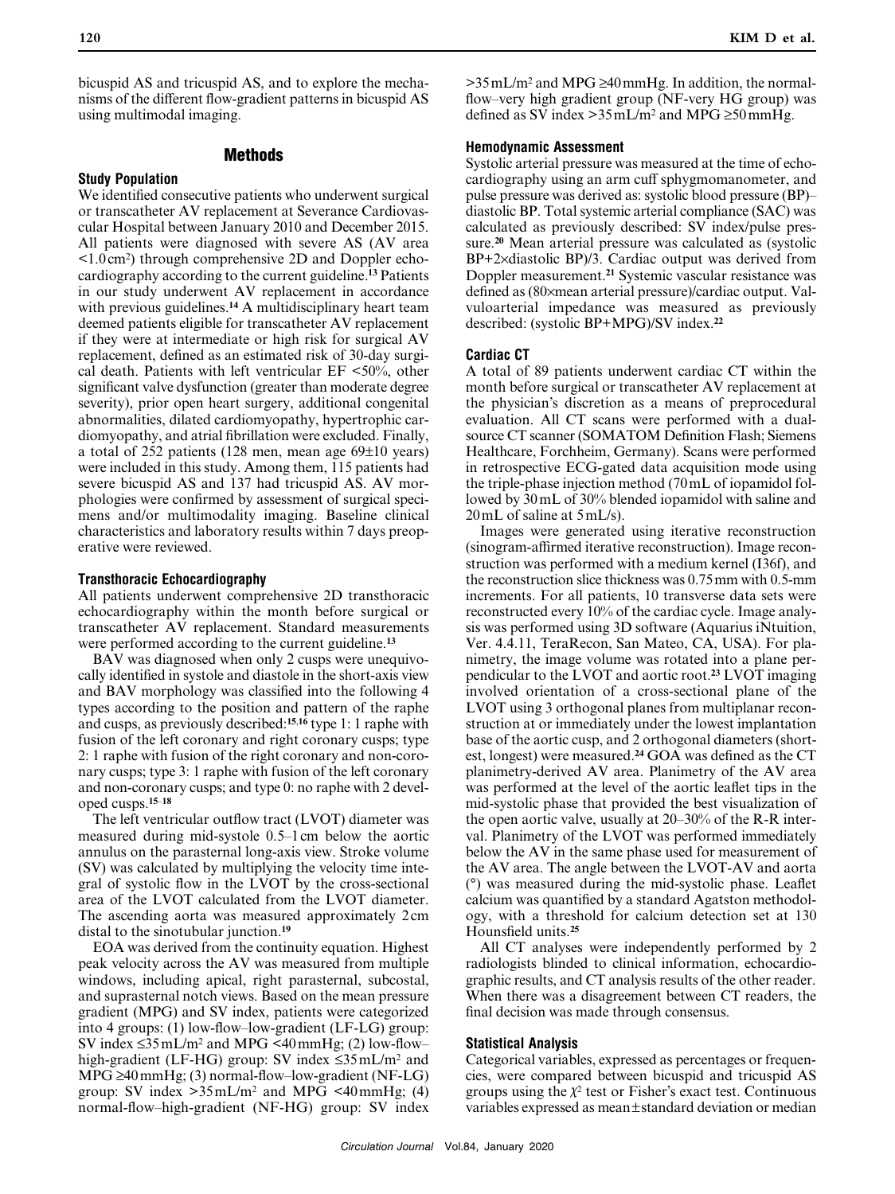bicuspid AS and tricuspid AS, and to explore the mechanisms of the different flow-gradient patterns in bicuspid AS using multimodal imaging.

## Methods

### Study Population

We identified consecutive patients who underwent surgical or transcatheter AV replacement at Severance Cardiovascular Hospital between January 2010 and December 2015. All patients were diagnosed with severe AS (AV area <1.0 cm$^2$) through comprehensive 2D and Doppler echocardiography according to the current guideline.[13] Patients in our study underwent AV replacement in accordance with previous guidelines.[14] A multidisciplinary heart team deemed patients eligible for transcatheter AV replacement if they were at intermediate or high risk for surgical AV replacement, defined as an estimated risk of 30-day surgical death. Patients with left ventricular EF <50%, other significant valve dysfunction (greater than moderate degree severity), prior open heart surgery, additional congenital abnormalities, dilated cardiomyopathy, hypertrophic cardiomyopathy, and atrial fibrillation were excluded. Finally, a total of 252 patients (128 men, mean age 69±10 years) were included in this study. Among them, 115 patients had severe bicuspid AS and 137 had tricuspid AS. AV morphologies were confirmed by assessment of surgical specimens and/or multimodality imaging. Baseline clinical characteristics and laboratory results within 7 days preoperative were reviewed.

### Transthoracic Echocardiography

All patients underwent comprehensive 2D transthoracic echocardiography within the month before surgical or transcatheter AV replacement. Standard measurements were performed according to the current guideline.[13]

BAV was diagnosed when only 2 cusps were unequivocally identified in systole and diastole in the short-axis view and BAV morphology was classified into the following 4 types according to the position and pattern of the raphe and cusps, as previously described:[15,16] type 1: 1 raphe with fusion of the left coronary and right coronary cusps; type 2: 1 raphe with fusion of the right coronary and non-coronary cusps; type 3: 1 raphe with fusion of the left coronary and non-coronary cusps; and type 0: no raphe with 2 developed cusps.[15–18]

The left ventricular outflow tract (LVOT) diameter was measured during mid-systole 0.5–1 cm below the aortic annulus on the parasternal long-axis view. Stroke volume (SV) was calculated by multiplying the velocity time integral of systolic flow in the LVOT by the cross-sectional area of the LVOT calculated from the LVOT diameter. The ascending aorta was measured approximately 2 cm distal to the sinotubular junction.[19]

EOA was derived from the continuity equation. Highest peak velocity across the AV was measured from multiple windows, including apical, right parasternal, subcostal, and suprasternal notch views. Based on the mean pressure gradient (MPG) and SV index, patients were categorized into 4 groups: (1) low-flow–low-gradient (LF-LG) group: SV index ≤35 mL/m$^2$ and MPG <40 mmHg; (2) low-flow–high-gradient (LF-HG) group: SV index ≤35 mL/m$^2$ and MPG ≥40 mmHg; (3) normal-flow–low-gradient (NF-LG) group: SV index >35 mL/m$^2$ and MPG <40 mmHg; (4) normal-flow–high-gradient (NF-HG) group: SV index >35 mL/m$^2$ and MPG ≥40 mmHg. In addition, the normal-flow–very high gradient group (NF-very HG group) was defined as SV index >35 mL/m$^2$ and MPG ≥50 mmHg.

### Hemodynamic Assessment

Systolic arterial pressure was measured at the time of echocardiography using an arm cuff sphygmomanometer, and pulse pressure was derived as: systolic blood pressure (BP)–diastolic BP. Total systemic arterial compliance (SAC) was calculated as previously described: SV index/pulse pressure.[20] Mean arterial pressure was calculated as (systolic BP+2×diastolic BP)/3. Cardiac output was derived from Doppler measurement.[21] Systemic vascular resistance was defined as (80×mean arterial pressure)/cardiac output. Valvuloarterial impedance was measured as previously described: (systolic BP+MPG)/SV index.[22]

### Cardiac CT

A total of 89 patients underwent cardiac CT within the month before surgical or transcatheter AV replacement at the physician's discretion as a means of preprocedural evaluation. All CT scans were performed with a dual-source CT scanner (SOMATOM Definition Flash; Siemens Healthcare, Forchheim, Germany). Scans were performed in retrospective ECG-gated data acquisition mode using the triple-phase injection method (70 mL of iopamidol followed by 30 mL of 30% blended iopamidol with saline and 20 mL of saline at 5 mL/s).

Images were generated using iterative reconstruction (sinogram-affirmed iterative reconstruction). Image reconstruction was performed with a medium kernel (I36f), and the reconstruction slice thickness was 0.75 mm with 0.5-mm increments. For all patients, 10 transverse data sets were reconstructed every 10% of the cardiac cycle. Image analysis was performed using 3D software (Aquarius iNtuition, Ver. 4.4.11, TeraRecon, San Mateo, CA, USA). For planimetry, the image volume was rotated into a plane perpendicular to the LVOT and aortic root.[23] LVOT imaging involved orientation of a cross-sectional plane of the LVOT using 3 orthogonal planes from multiplanar reconstruction at or immediately under the lowest implantation base of the aortic cusp, and 2 orthogonal diameters (shortest, longest) were measured.[24] GOA was defined as the CT planimetry-derived AV area. Planimetry of the AV area was performed at the level of the aortic leaflet tips in the mid-systolic phase that provided the best visualization of the open aortic valve, usually at 20–30% of the R-R interval. Planimetry of the LVOT was performed immediately below the AV in the same phase used for measurement of the AV area. The angle between the LVOT-AV and aorta (°) was measured during the mid-systolic phase. Leaflet calcium was quantified by a standard Agatston methodology, with a threshold for calcium detection set at 130 Hounsfield units.[25]

All CT analyses were independently performed by 2 radiologists blinded to clinical information, echocardiographic results, and CT analysis results of the other reader. When there was a disagreement between CT readers, the final decision was made through consensus.

### Statistical Analysis

Categorical variables, expressed as percentages or frequencies, were compared between bicuspid and tricuspid AS groups using the $\chi^2$ test or Fisher's exact test. Continuous variables expressed as mean±standard deviation or median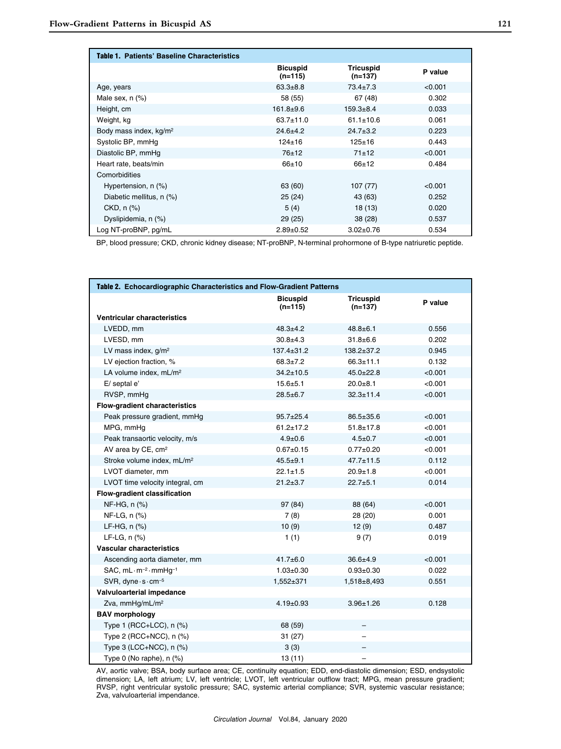**Table 1. Patients' Baseline Characteristics**

| | Bicuspid (n=115) | Tricuspid (n=137) | P value |
|---|---|---|---|
| Age, years | 63.3±8.8 | 73.4±7.3 | <0.001 |
| Male sex, n (%) | 58 (55) | 67 (48) | 0.302 |
| Height, cm | 161.8±9.6 | 159.3±8.4 | 0.033 |
| Weight, kg | 63.7±11.0 | 61.1±10.6 | 0.061 |
| Body mass index, kg/m² | 24.6±4.2 | 24.7±3.2 | 0.223 |
| Systolic BP, mmHg | 124±16 | 125±16 | 0.443 |
| Diastolic BP, mmHg | 76±12 | 71±12 | <0.001 |
| Heart rate, beats/min | 66±10 | 66±12 | 0.484 |
| Comorbidities | | | |
| Hypertension, n (%) | 63 (60) | 107 (77) | <0.001 |
| Diabetic mellitus, n (%) | 25 (24) | 43 (63) | 0.252 |
| CKD, n (%) | 5 (4) | 18 (13) | 0.020 |
| Dyslipidemia, n (%) | 29 (25) | 38 (28) | 0.537 |
| Log NT-proBNP, pg/mL | 2.89±0.52 | 3.02±0.76 | 0.534 |

BP, blood pressure; CKD, chronic kidney disease; NT-proBNP, N-terminal prohormone of B-type natriuretic peptide.

**Table 2. Echocardiographic Characteristics and Flow-Gradient Patterns**

| | Bicuspid (n=115) | Tricuspid (n=137) | P value |
|---|---|---|---|
| **Ventricular characteristics** | | | |
| LVEDD, mm | 48.3±4.2 | 48.8±6.1 | 0.556 |
| LVESD, mm | 30.8±4.3 | 31.8±6.6 | 0.202 |
| LV mass index, g/m² | 137.4±31.2 | 138.2±37.2 | 0.945 |
| LV ejection fraction, % | 68.3±7.2 | 66.3±11.1 | 0.132 |
| LA volume index, mL/m² | 34.2±10.5 | 45.0±22.8 | <0.001 |
| E/ septal e' | 15.6±5.1 | 20.0±8.1 | <0.001 |
| RVSP, mmHg | 28.5±6.7 | 32.3±11.4 | <0.001 |
| **Flow-gradient characteristics** | | | |
| Peak pressure gradient, mmHg | 95.7±25.4 | 86.5±35.6 | <0.001 |
| MPG, mmHg | 61.2±17.2 | 51.8±17.8 | <0.001 |
| Peak transaortic velocity, m/s | 4.9±0.6 | 4.5±0.7 | <0.001 |
| AV area by CE, cm² | 0.67±0.15 | 0.77±0.20 | <0.001 |
| Stroke volume index, mL/m² | 45.5±9.1 | 47.7±11.5 | 0.112 |
| LVOT diameter, mm | 22.1±1.5 | 20.9±1.8 | <0.001 |
| LVOT time velocity integral, cm | 21.2±3.7 | 22.7±5.1 | 0.014 |
| **Flow-gradient classification** | | | |
| NF-HG, n (%) | 97 (84) | 88 (64) | <0.001 |
| NF-LG, n (%) | 7 (8) | 28 (20) | 0.001 |
| LF-HG, n (%) | 10 (9) | 12 (9) | 0.487 |
| LF-LG, n (%) | 1 (1) | 9 (7) | 0.019 |
| **Vascular characteristics** | | | |
| Ascending aorta diameter, mm | 41.7±6.0 | 36.6±4.9 | <0.001 |
| SAC, mL·m⁻²·mmHg⁻¹ | 1.03±0.30 | 0.93±0.30 | 0.022 |
| SVR, dyne·s·cm⁻⁵ | 1,552±371 | 1,518±8,493 | 0.551 |
| **Valvuloarterial impedance** | | | |
| Zva, mmHg/mL/m² | 4.19±0.93 | 3.96±1.26 | 0.128 |
| **BAV morphology** | | | |
| Type 1 (RCC+LCC), n (%) | 68 (59) | – | |
| Type 2 (RCC+NCC), n (%) | 31 (27) | – | |
| Type 3 (LCC+NCC), n (%) | 3 (3) | – | |
| Type 0 (No raphe), n (%) | 13 (11) | – | |

AV, aortic valve; BSA, body surface area; CE, continuity equation; EDD, end-diastolic dimension; ESD, endsystolic dimension; LA, left atrium; LV, left ventricle; LVOT, left ventricular outflow tract; MPG, mean pressure gradient; RVSP, right ventricular systolic pressure; SAC, systemic arterial compliance; SVR, systemic vascular resistance; Zva, valvuloarterial impendance.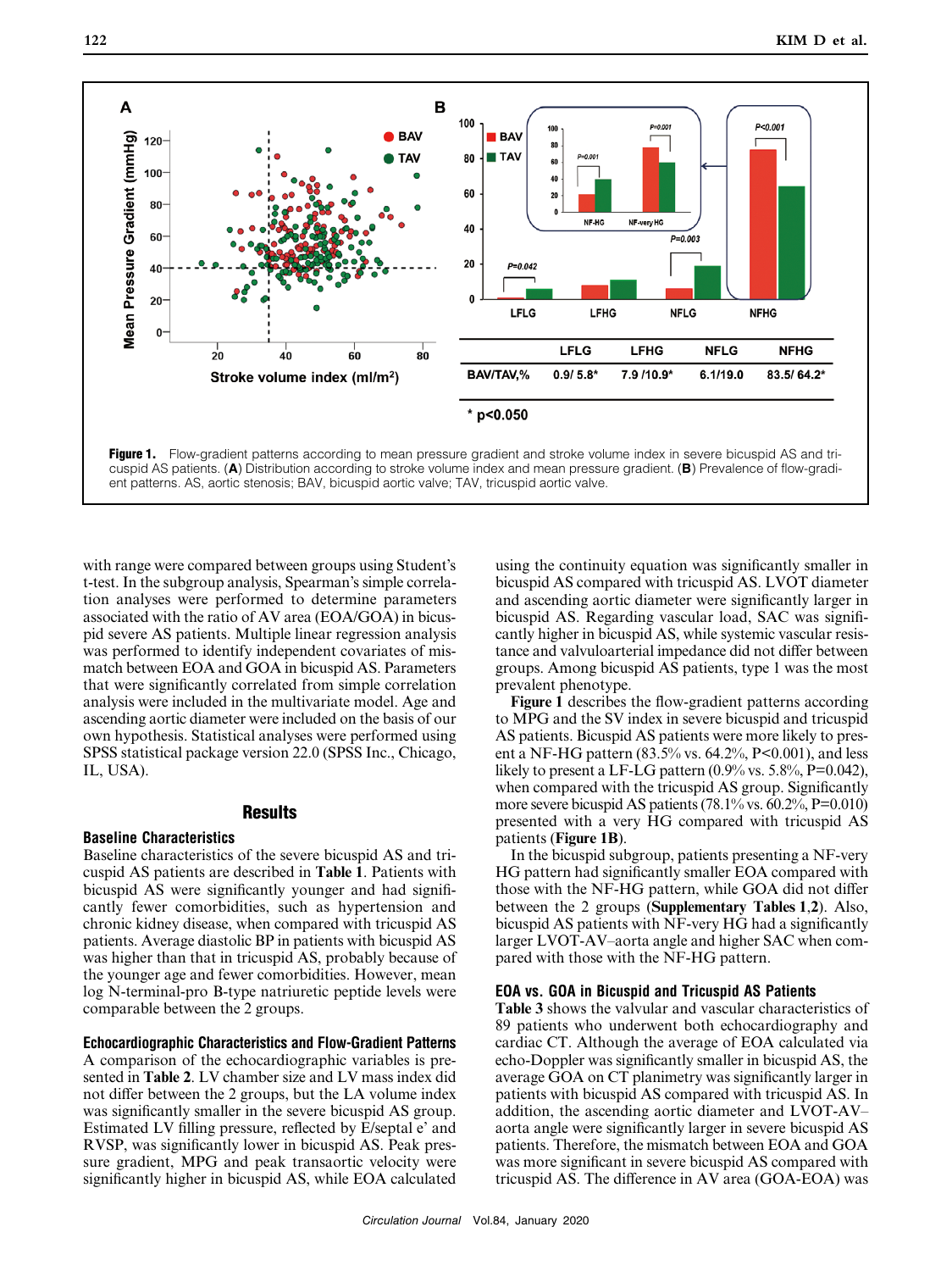**Figure 1.** Flow-gradient patterns according to mean pressure gradient and stroke volume index in severe bicuspid AS and tricuspid AS patients. (**A**) Distribution according to stroke volume index and mean pressure gradient. (**B**) Prevalence of flow-gradient patterns. AS, aortic stenosis; BAV, bicuspid aortic valve; TAV, tricuspid aortic valve.

| | LFLG | LFHG | NFLG | NFHG |
|---|---|---|---|---|
| BAV/TAV,% | 0.9/ 5.8* | 7.9 /10.9* | 6.1/19.0 | 83.5/ 64.2* |

\* p<0.050

with range were compared between groups using Student's t-test. In the subgroup analysis, Spearman's simple correlation analyses were performed to determine parameters associated with the ratio of AV area (EOA/GOA) in bicuspid severe AS patients. Multiple linear regression analysis was performed to identify independent covariates of mismatch between EOA and GOA in bicuspid AS. Parameters that were significantly correlated from simple correlation analysis were included in the multivariate model. Age and ascending aortic diameter were included on the basis of our own hypothesis. Statistical analyses were performed using SPSS statistical package version 22.0 (SPSS Inc., Chicago, IL, USA).

## Results

### Baseline Characteristics

Baseline characteristics of the severe bicuspid AS and tricuspid AS patients are described in **Table 1**. Patients with bicuspid AS were significantly younger and had significantly fewer comorbidities, such as hypertension and chronic kidney disease, when compared with tricuspid AS patients. Average diastolic BP in patients with bicuspid AS was higher than that in tricuspid AS, probably because of the younger age and fewer comorbidities. However, mean log N-terminal-pro B-type natriuretic peptide levels were comparable between the 2 groups.

### Echocardiographic Characteristics and Flow-Gradient Patterns

A comparison of the echocardiographic variables is presented in **Table 2**. LV chamber size and LV mass index did not differ between the 2 groups, but the LA volume index was significantly smaller in the severe bicuspid AS group. Estimated LV filling pressure, reflected by E/septal e' and RVSP, was significantly lower in bicuspid AS. Peak pressure gradient, MPG and peak transaortic velocity were significantly higher in bicuspid AS, while EOA calculated using the continuity equation was significantly smaller in bicuspid AS compared with tricuspid AS. LVOT diameter and ascending aortic diameter were significantly larger in bicuspid AS. Regarding vascular load, SAC was significantly higher in bicuspid AS, while systemic vascular resistance and valvuloarterial impedance did not differ between groups. Among bicuspid AS patients, type 1 was the most prevalent phenotype.

**Figure 1** describes the flow-gradient patterns according to MPG and the SV index in severe bicuspid and tricuspid AS patients. Bicuspid AS patients were more likely to present a NF-HG pattern (83.5% vs. 64.2%, P<0.001), and less likely to present a LF-LG pattern (0.9% vs. 5.8%, P=0.042), when compared with the tricuspid AS group. Significantly more severe bicuspid AS patients (78.1% vs. 60.2%, P=0.010) presented with a very HG compared with tricuspid AS patients (**Figure 1B**).

In the bicuspid subgroup, patients presenting a NF-very HG pattern had significantly smaller EOA compared with those with the NF-HG pattern, while GOA did not differ between the 2 groups (**Supplementary Tables 1,2**). Also, bicuspid AS patients with NF-very HG had a significantly larger LVOT-AV–aorta angle and higher SAC when compared with those with the NF-HG pattern.

### EOA vs. GOA in Bicuspid and Tricuspid AS Patients

**Table 3** shows the valvular and vascular characteristics of 89 patients who underwent both echocardiography and cardiac CT. Although the average of EOA calculated via echo-Doppler was significantly smaller in bicuspid AS, the average GOA on CT planimetry was significantly larger in patients with bicuspid AS compared with tricuspid AS. In addition, the ascending aortic diameter and LVOT-AV–aorta angle were significantly larger in severe bicuspid AS patients. Therefore, the mismatch between EOA and GOA was more significant in severe bicuspid AS compared with tricuspid AS. The difference in AV area (GOA-EOA) was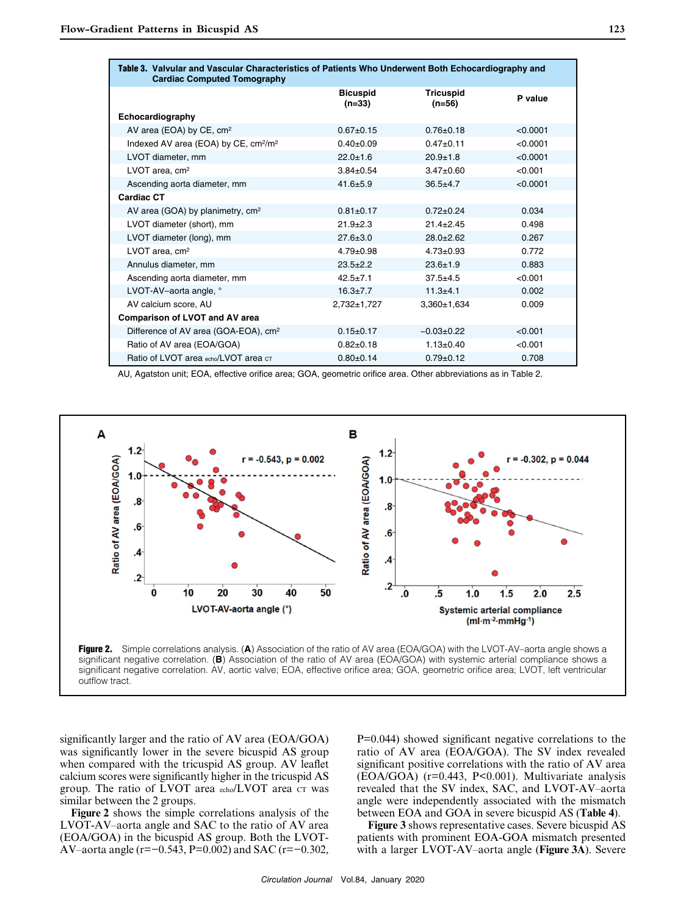**Table 3. Valvular and Vascular Characteristics of Patients Who Underwent Both Echocardiography and Cardiac Computed Tomography**

| | Bicuspid (n=33) | Tricuspid (n=56) | P value |
|---|---|---|---|
| **Echocardiography** | | | |
| AV area (EOA) by CE, cm² | 0.67±0.15 | 0.76±0.18 | <0.0001 |
| Indexed AV area (EOA) by CE, cm²/m² | 0.40±0.09 | 0.47±0.11 | <0.0001 |
| LVOT diameter, mm | 22.0±1.6 | 20.9±1.8 | <0.0001 |
| LVOT area, cm² | 3.84±0.54 | 3.47±0.60 | <0.001 |
| Ascending aorta diameter, mm | 41.6±5.9 | 36.5±4.7 | <0.0001 |
| **Cardiac CT** | | | |
| AV area (GOA) by planimetry, cm² | 0.81±0.17 | 0.72±0.24 | 0.034 |
| LVOT diameter (short), mm | 21.9±2.3 | 21.4±2.45 | 0.498 |
| LVOT diameter (long), mm | 27.6±3.0 | 28.0±2.62 | 0.267 |
| LVOT area, cm² | 4.79±0.98 | 4.73±0.93 | 0.772 |
| Annulus diameter, mm | 23.5±2.2 | 23.6±1.9 | 0.883 |
| Ascending aorta diameter, mm | 42.5±7.1 | 37.5±4.5 | <0.001 |
| LVOT-AV–aorta angle, ° | 16.3±7.7 | 11.3±4.1 | 0.002 |
| AV calcium score, AU | 2,732±1,727 | 3,360±1,634 | 0.009 |
| **Comparison of LVOT and AV area** | | | |
| Difference of AV area (GOA-EOA), cm² | 0.15±0.17 | −0.03±0.22 | <0.001 |
| Ratio of AV area (EOA/GOA) | 0.82±0.18 | 1.13±0.40 | <0.001 |
| Ratio of LVOT area $_{echo}$/LVOT area $_{CT}$ | 0.80±0.14 | 0.79±0.12 | 0.708 |

AU, Agatston unit; EOA, effective orifice area; GOA, geometric orifice area. Other abbreviations as in Table 2.

**Figure 2.** Simple correlations analysis. (**A**) Association of the ratio of AV area (EOA/GOA) with the LVOT-AV–aorta angle shows a significant negative correlation. (**B**) Association of the ratio of AV area (EOA/GOA) with systemic arterial compliance shows a significant negative correlation. AV, aortic valve; EOA, effective orifice area; GOA, geometric orifice area; LVOT, left ventricular outflow tract.

significantly larger and the ratio of AV area (EOA/GOA) was significantly lower in the severe bicuspid AS group when compared with the tricuspid AS group. AV leaflet calcium scores were significantly higher in the tricuspid AS group. The ratio of LVOT area $_{echo}$/LVOT area $_{CT}$ was similar between the 2 groups.

**Figure 2** shows the simple correlations analysis of the LVOT-AV–aorta angle and SAC to the ratio of AV area (EOA/GOA) in the bicuspid AS group. Both the LVOT-AV–aorta angle ($r=-0.543$, $P=0.002$) and SAC ($r=-0.302$, $P=0.044$) showed significant negative correlations to the ratio of AV area (EOA/GOA). The SV index revealed significant positive correlations with the ratio of AV area (EOA/GOA) ($r=0.443$, $P<0.001$). Multivariate analysis revealed that the SV index, SAC, and LVOT-AV–aorta angle were independently associated with the mismatch between EOA and GOA in severe bicuspid AS (**Table 4**).

**Figure 3** shows representative cases. Severe bicuspid AS patients with prominent EOA-GOA mismatch presented with a larger LVOT-AV–aorta angle (**Figure 3A**). Severe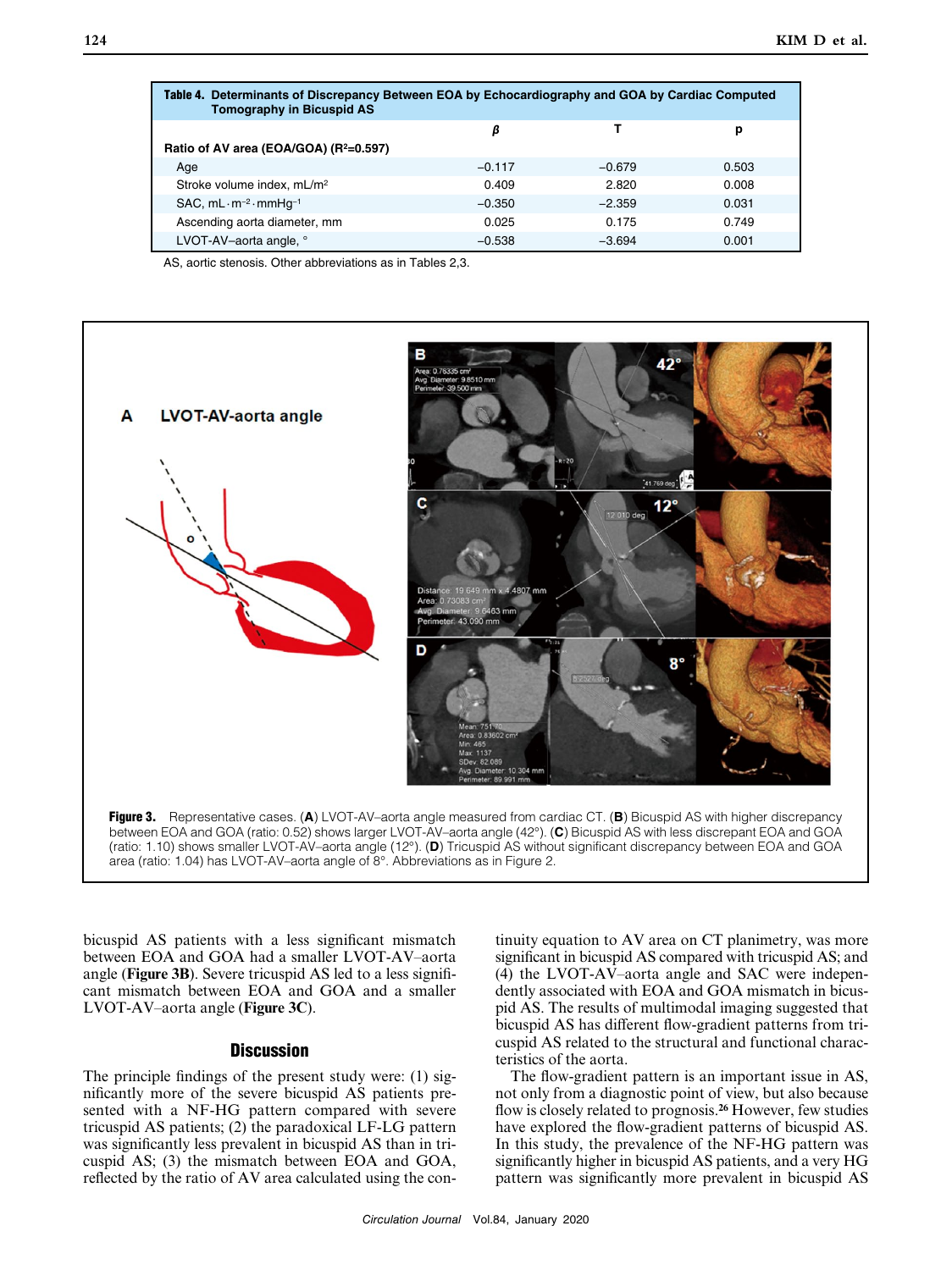**Table 4. Determinants of Discrepancy Between EOA by Echocardiography and GOA by Cardiac Computed Tomography in Bicuspid AS**

| | β | T | p |
|---|---|---|---|
| Ratio of AV area (EOA/GOA) ($R^2$=0.597) | | | |
| Age | −0.117 | −0.679 | 0.503 |
| Stroke volume index, mL/m² | 0.409 | 2.820 | 0.008 |
| SAC, mL·m⁻²·mmHg⁻¹ | −0.350 | −2.359 | 0.031 |
| Ascending aorta diameter, mm | 0.025 | 0.175 | 0.749 |
| LVOT-AV–aorta angle, ° | −0.538 | −3.694 | 0.001 |

AS, aortic stenosis. Other abbreviations as in Tables 2,3.

**Figure 3.** Representative cases. (**A**) LVOT-AV–aorta angle measured from cardiac CT. (**B**) Bicuspid AS with higher discrepancy between EOA and GOA (ratio: 0.52) shows larger LVOT-AV–aorta angle (42°). (**C**) Bicuspid AS with less discrepant EOA and GOA (ratio: 1.10) shows smaller LVOT-AV–aorta angle (12°). (**D**) Tricuspid AS without significant discrepancy between EOA and GOA area (ratio: 1.04) has LVOT-AV–aorta angle of 8°. Abbreviations as in Figure 2.

bicuspid AS patients with a less significant mismatch between EOA and GOA had a smaller LVOT-AV–aorta angle (**Figure 3B**). Severe tricuspid AS led to a less significant mismatch between EOA and GOA and a smaller LVOT-AV–aorta angle (**Figure 3C**).

## Discussion

The principle findings of the present study were: (1) significantly more of the severe bicuspid AS patients presented with a NF-HG pattern compared with severe tricuspid AS patients; (2) the paradoxical LF-LG pattern was significantly less prevalent in bicuspid AS than in tricuspid AS; (3) the mismatch between EOA and GOA, reflected by the ratio of AV area calculated using the continuity equation to AV area on CT planimetry, was more significant in bicuspid AS compared with tricuspid AS; and (4) the LVOT-AV–aorta angle and SAC were independently associated with EOA and GOA mismatch in bicuspid AS. The results of multimodal imaging suggested that bicuspid AS has different flow-gradient patterns from tricuspid AS related to the structural and functional characteristics of the aorta.

The flow-gradient pattern is an important issue in AS, not only from a diagnostic point of view, but also because flow is closely related to prognosis.[26] However, few studies have explored the flow-gradient patterns of bicuspid AS. In this study, the prevalence of the NF-HG pattern was significantly higher in bicuspid AS patients, and a very HG pattern was significantly more prevalent in bicuspid AS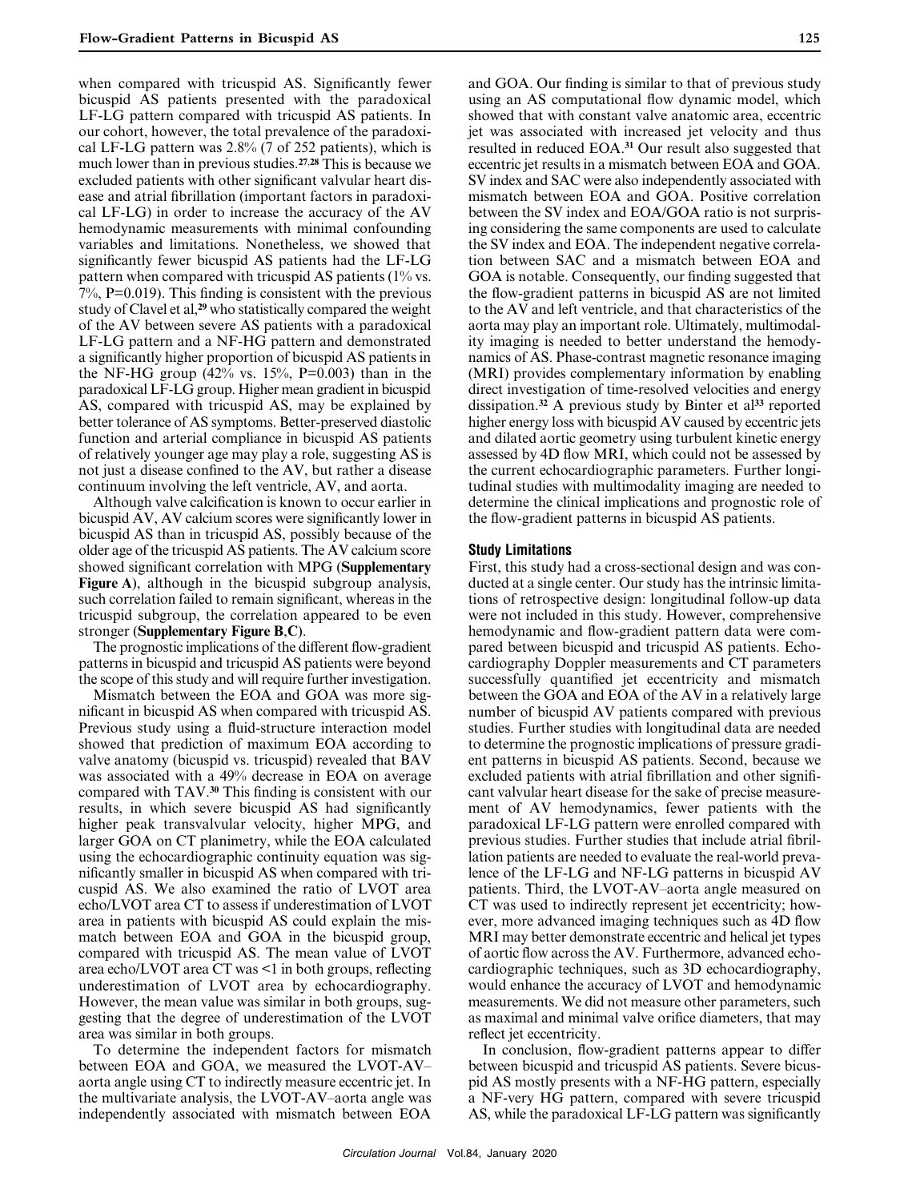when compared with tricuspid AS. Significantly fewer bicuspid AS patients presented with the paradoxical LF-LG pattern compared with tricuspid AS patients. In our cohort, however, the total prevalence of the paradoxical LF-LG pattern was 2.8% (7 of 252 patients), which is much lower than in previous studies.[27,28] This is because we excluded patients with other significant valvular heart disease and atrial fibrillation (important factors in paradoxical LF-LG) in order to increase the accuracy of the AV hemodynamic measurements with minimal confounding variables and limitations. Nonetheless, we showed that significantly fewer bicuspid AS patients had the LF-LG pattern when compared with tricuspid AS patients (1% vs. 7%, P=0.019). This finding is consistent with the previous study of Clavel et al,[29] who statistically compared the weight of the AV between severe AS patients with a paradoxical LF-LG pattern and a NF-HG pattern and demonstrated a significantly higher proportion of bicuspid AS patients in the NF-HG group (42% vs. 15%, P=0.003) than in the paradoxical LF-LG group. Higher mean gradient in bicuspid AS, compared with tricuspid AS, may be explained by better tolerance of AS symptoms. Better-preserved diastolic function and arterial compliance in bicuspid AS patients of relatively younger age may play a role, suggesting AS is not just a disease confined to the AV, but rather a disease continuum involving the left ventricle, AV, and aorta.

Although valve calcification is known to occur earlier in bicuspid AV, AV calcium scores were significantly lower in bicuspid AS than in tricuspid AS, possibly because of the older age of the tricuspid AS patients. The AV calcium score showed significant correlation with MPG (**Supplementary Figure A**), although in the bicuspid subgroup analysis, such correlation failed to remain significant, whereas in the tricuspid subgroup, the correlation appeared to be even stronger (**Supplementary Figure B**,**C**).

The prognostic implications of the different flow-gradient patterns in bicuspid and tricuspid AS patients were beyond the scope of this study and will require further investigation.

Mismatch between the EOA and GOA was more significant in bicuspid AS when compared with tricuspid AS. Previous study using a fluid-structure interaction model showed that prediction of maximum EOA according to valve anatomy (bicuspid vs. tricuspid) revealed that BAV was associated with a 49% decrease in EOA on average compared with TAV.[30] This finding is consistent with our results, in which severe bicuspid AS had significantly higher peak transvalvular velocity, higher MPG, and larger GOA on CT planimetry, while the EOA calculated using the echocardiographic continuity equation was significantly smaller in bicuspid AS when compared with tricuspid AS. We also examined the ratio of LVOT area echo/LVOT area CT to assess if underestimation of LVOT area in patients with bicuspid AS could explain the mismatch between EOA and GOA in the bicuspid group, compared with tricuspid AS. The mean value of LVOT area echo/LVOT area CT was <1 in both groups, reflecting underestimation of LVOT area by echocardiography. However, the mean value was similar in both groups, suggesting that the degree of underestimation of the LVOT area was similar in both groups.

To determine the independent factors for mismatch between EOA and GOA, we measured the LVOT-AV–aorta angle using CT to indirectly measure eccentric jet. In the multivariate analysis, the LVOT-AV–aorta angle was independently associated with mismatch between EOA and GOA. Our finding is similar to that of previous study using an AS computational flow dynamic model, which showed that with constant valve anatomic area, eccentric jet was associated with increased jet velocity and thus resulted in reduced EOA.[31] Our result also suggested that eccentric jet results in a mismatch between EOA and GOA. SV index and SAC were also independently associated with mismatch between EOA and GOA. Positive correlation between the SV index and EOA/GOA ratio is not surprising considering the same components are used to calculate the SV index and EOA. The independent negative correlation between SAC and a mismatch between EOA and GOA is notable. Consequently, our finding suggested that the flow-gradient patterns in bicuspid AS are not limited to the AV and left ventricle, and that characteristics of the aorta may play an important role. Ultimately, multimodality imaging is needed to better understand the hemodynamics of AS. Phase-contrast magnetic resonance imaging (MRI) provides complementary information by enabling direct investigation of time-resolved velocities and energy dissipation.[32] A previous study by Binter et al[33] reported higher energy loss with bicuspid AV caused by eccentric jets and dilated aortic geometry using turbulent kinetic energy assessed by 4D flow MRI, which could not be assessed by the current echocardiographic parameters. Further longitudinal studies with multimodality imaging are needed to determine the clinical implications and prognostic role of the flow-gradient patterns in bicuspid AS patients.

### Study Limitations

First, this study had a cross-sectional design and was conducted at a single center. Our study has the intrinsic limitations of retrospective design: longitudinal follow-up data were not included in this study. However, comprehensive hemodynamic and flow-gradient pattern data were compared between bicuspid and tricuspid AS patients. Echocardiography Doppler measurements and CT parameters successfully quantified jet eccentricity and mismatch between the GOA and EOA of the AV in a relatively large number of bicuspid AV patients compared with previous studies. Further studies with longitudinal data are needed to determine the prognostic implications of pressure gradient patterns in bicuspid AS patients. Second, because we excluded patients with atrial fibrillation and other significant valvular heart disease for the sake of precise measurement of AV hemodynamics, fewer patients with the paradoxical LF-LG pattern were enrolled compared with previous studies. Further studies that include atrial fibrillation patients are needed to evaluate the real-world prevalence of the LF-LG and NF-LG patterns in bicuspid AV patients. Third, the LVOT-AV–aorta angle measured on CT was used to indirectly represent jet eccentricity; however, more advanced imaging techniques such as 4D flow MRI may better demonstrate eccentric and helical jet types of aortic flow across the AV. Furthermore, advanced echocardiographic techniques, such as 3D echocardiography, would enhance the accuracy of LVOT and hemodynamic measurements. We did not measure other parameters, such as maximal and minimal valve orifice diameters, that may reflect jet eccentricity.

In conclusion, flow-gradient patterns appear to differ between bicuspid and tricuspid AS patients. Severe bicuspid AS mostly presents with a NF-HG pattern, especially a NF-very HG pattern, compared with severe tricuspid AS, while the paradoxical LF-LG pattern was significantly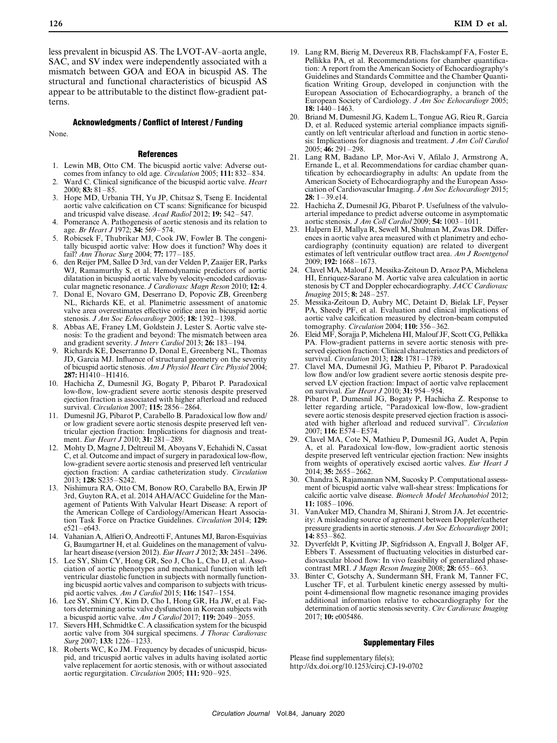less prevalent in bicuspid AS. The LVOT-AV–aorta angle, SAC, and SV index were independently associated with a mismatch between GOA and EOA in bicuspid AS. The structural and functional characteristics of bicuspid AS appear to be attributable to the distinct flow-gradient patterns.

## Acknowledgments / Conflict of Interest / Funding

None.

## References

1. Lewin MB, Otto CM. The bicuspid aortic valve: Adverse outcomes from infancy to old age. *Circulation* 2005; **111:** 832–834.
2. Ward C. Clinical significance of the bicuspid aortic valve. *Heart* 2000; **83:** 81–85.
3. Hope MD, Urbania TH, Yu JP, Chitsaz S, Tseng E. Incidental aortic valve calcification on CT scans: Significance for bicuspid and tricuspid valve disease. *Acad Radiol* 2012; **19:** 542–547.
4. Pomerance A. Pathogenesis of aortic stenosis and its relation to age. *Br Heart J* 1972; **34:** 569–574.
5. Robicsek F, Thubrikar MJ, Cook JW, Fowler B. The congenitally bicuspid aortic valve: How does it function? Why does it fail? *Ann Thorac Surg* 2004; **77:** 177–185.
6. den Reijer PM, Sallee D 3rd, van der Velden P, Zaaijer ER, Parks WJ, Ramamurthy S, et al. Hemodynamic predictors of aortic dilatation in bicuspid aortic valve by velocity-encoded cardiovascular magnetic resonance. *J Cardiovasc Magn Reson* 2010; **12:** 4.
7. Donal E, Novaro GM, Deserrano D, Popovic ZB, Greenberg NL, Richards KE, et al. Planimetric assessment of anatomic valve area overestimates effective orifice area in bicuspid aortic stenosis. *J Am Soc Echocardiogr* 2005; **18:** 1392–1398.
8. Abbas AE, Franey LM, Goldstein J, Lester S. Aortic valve stenosis: To the gradient and beyond: The mismatch between area and gradient severity. *J Interv Cardiol* 2013; **26:** 183–194.
9. Richards KE, Deserranno D, Donal E, Greenberg NL, Thomas JD, Garcia MJ. Influence of structural geometry on the severity of bicuspid aortic stenosis. *Am J Physiol Heart Circ Physiol* 2004; **287:** H1410–H1416.
10. Hachicha Z, Dumesnil JG, Bogaty P, Pibarot P. Paradoxical low-flow, low-gradient severe aortic stenosis despite preserved ejection fraction is associated with higher afterload and reduced survival. *Circulation* 2007; **115:** 2856–2864.
11. Dumesnil JG, Pibarot P, Carabello B. Paradoxical low flow and/or low gradient severe aortic stenosis despite preserved left ventricular ejection fraction: Implications for diagnosis and treatment. *Eur Heart J* 2010; **31:** 281–289.
12. Mohty D, Magne J, Deltreuil M, Aboyans V, Echahidi N, Cassat C, et al. Outcome and impact of surgery in paradoxical low-flow, low-gradient severe aortic stenosis and preserved left ventricular ejection fraction: A cardiac catheterization study. *Circulation* 2013; **128:** S235–S242.
13. Nishimura RA, Otto CM, Bonow RO, Carabello BA, Erwin JP 3rd, Guyton RA, et al. 2014 AHA/ACC Guideline for the Management of Patients With Valvular Heart Disease: A report of the American College of Cardiology/American Heart Association Task Force on Practice Guidelines. *Circulation* 2014; **129:** e521–e643.
14. Vahanian A, Alfieri O, Andreotti F, Antunes MJ, Baron-Esquivias G, Baumgartner H, et al. Guidelines on the management of valvular heart disease (version 2012). *Eur Heart J* 2012; **33:** 2451–2496.
15. Lee SY, Shim CY, Hong GR, Seo J, Cho L, Cho IJ, et al. Association of aortic phenotypes and mechanical function with left ventricular diastolic function in subjects with normally functioning bicuspid aortic valves and comparison to subjects with tricuspid aortic valves. *Am J Cardiol* 2015; **116:** 1547–1554.
16. Lee SY, Shim CY, Kim D, Cho I, Hong GR, Ha JW, et al. Factors determining aortic valve dysfunction in Korean subjects with a bicuspid aortic valve. *Am J Cardiol* 2017; **119:** 2049–2055.
17. Sievers HH, Schmidtke C. A classification system for the bicuspid aortic valve from 304 surgical specimens. *J Thorac Cardiovasc Surg* 2007; **133:** 1226–1233.
18. Roberts WC, Ko JM. Frequency by decades of unicuspid, bicuspid, and tricuspid aortic valves in adults having isolated aortic valve replacement for aortic stenosis, with or without associated aortic regurgitation. *Circulation* 2005; **111:** 920–925.
19. Lang RM, Bierig M, Devereux RB, Flachskampf FA, Foster E, Pellikka PA, et al. Recommendations for chamber quantification: A report from the American Society of Echocardiography's Guidelines and Standards Committee and the Chamber Quantification Writing Group, developed in conjunction with the European Association of Echocardiography, a branch of the European Society of Cardiology. *J Am Soc Echocardiogr* 2005; **18:** 1440–1463.
20. Briand M, Dumesnil JG, Kadem L, Tongue AG, Rieu R, Garcia D, et al. Reduced systemic arterial compliance impacts significantly on left ventricular afterload and function in aortic stenosis: Implications for diagnosis and treatment. *J Am Coll Cardiol* 2005; **46:** 291–298.
21. Lang RM, Badano LP, Mor-Avi V, Afilalo J, Armstrong A, Ernande L, et al. Recommendations for cardiac chamber quantification by echocardiography in adults: An update from the American Society of Echocardiography and the European Association of Cardiovascular Imaging. *J Am Soc Echocardiogr* 2015; **28:** 1–39.e14.
22. Hachicha Z, Dumesnil JG, Pibarot P. Usefulness of the valvuloarterial impedance to predict adverse outcome in asymptomatic aortic stenosis. *J Am Coll Cardiol* 2009; **54:** 1003–1011.
23. Halpern EJ, Mallya R, Sewell M, Shulman M, Zwas DR. Differences in aortic valve area measured with ct planimetry and echocardiography (continuity equation) are related to divergent estimates of left ventricular outflow tract area. *Am J Roentgenol* 2009; **192:** 1668–1673.
24. Clavel MA, Malouf J, Messika-Zeitoun D, Araoz PA, Michelena HI, Enriquez-Sarano M. Aortic valve area calculation in aortic stenosis by CT and Doppler echocardiography. *JACC Cardiovasc Imaging* 2015; **8:** 248–257.
25. Messika-Zeitoun D, Aubry MC, Detaint D, Bielak LF, Peyser PA, Sheedy PF, et al. Evaluation and clinical implications of aortic valve calcification measured by electron-beam computed tomography. *Circulation* 2004; **110:** 356–362.
26. Eleid MF, Sorajja P, Michelena HI, Malouf JF, Scott CG, Pellikka PA. Flow-gradient patterns in severe aortic stenosis with preserved ejection fraction: Clinical characteristics and predictors of survival. *Circulation* 2013; **128:** 1781–1789.
27. Clavel MA, Dumesnil JG, Mathieu P, Pibarot P. Paradoxical low flow and/or low gradient severe aortic stenosis despite preserved LV ejection fraction: Impact of aortic valve replacement on survival. *Eur Heart J* 2010; **31:** 954–954.
28. Pibarot P, Dumesnil JG, Bogaty P, Hachicha Z. Response to letter regarding article, "Paradoxical low-flow, low-gradient severe aortic stenosis despite preserved ejection fraction is associated with higher afterload and reduced survival". *Circulation* 2007; **116:** E574–E574.
29. Clavel MA, Cote N, Mathieu P, Dumesnil JG, Audet A, Pepin A, et al. Paradoxical low-flow, low-gradient aortic stenosis despite preserved left ventricular ejection fraction: New insights from weights of operatively excised aortic valves. *Eur Heart J* 2014; **35:** 2655–2662.
30. Chandra S, Rajamannan NM, Sucosky P. Computational assessment of bicuspid aortic valve wall-shear stress: Implications for calcific aortic valve disease. *Biomech Model Mechanobiol* 2012; **11:** 1085–1096.
31. VanAuker MD, Chandra M, Shirani J, Strom JA. Jet eccentricity: A misleading source of agreement between Doppler/catheter pressure gradients in aortic stenosis. *J Am Soc Echocardiogr* 2001; **14:** 853–862.
32. Dyverfeldt P, Kvitting JP, Sigfridsson A, Engvall J, Bolger AF, Ebbers T. Assessment of fluctuating velocities in disturbed cardiovascular blood flow: In vivo feasibility of generalized phase-contrast MRI. *J Magn Reson Imaging* 2008; **28:** 655–663.
33. Binter C, Gotschy A, Sundermann SH, Frank M, Tanner FC, Luscher TF, et al. Turbulent kinetic energy assessed by multipoint 4-dimensional flow magnetic resonance imaging provides additional information relative to echocardiography for the determination of aortic stenosis severity. *Circ Cardiovasc Imaging* 2017; **10:** e005486.

## Supplementary Files

Please find supplementary file(s);
http://dx.doi.org/10.1253/circj.CJ-19-0702